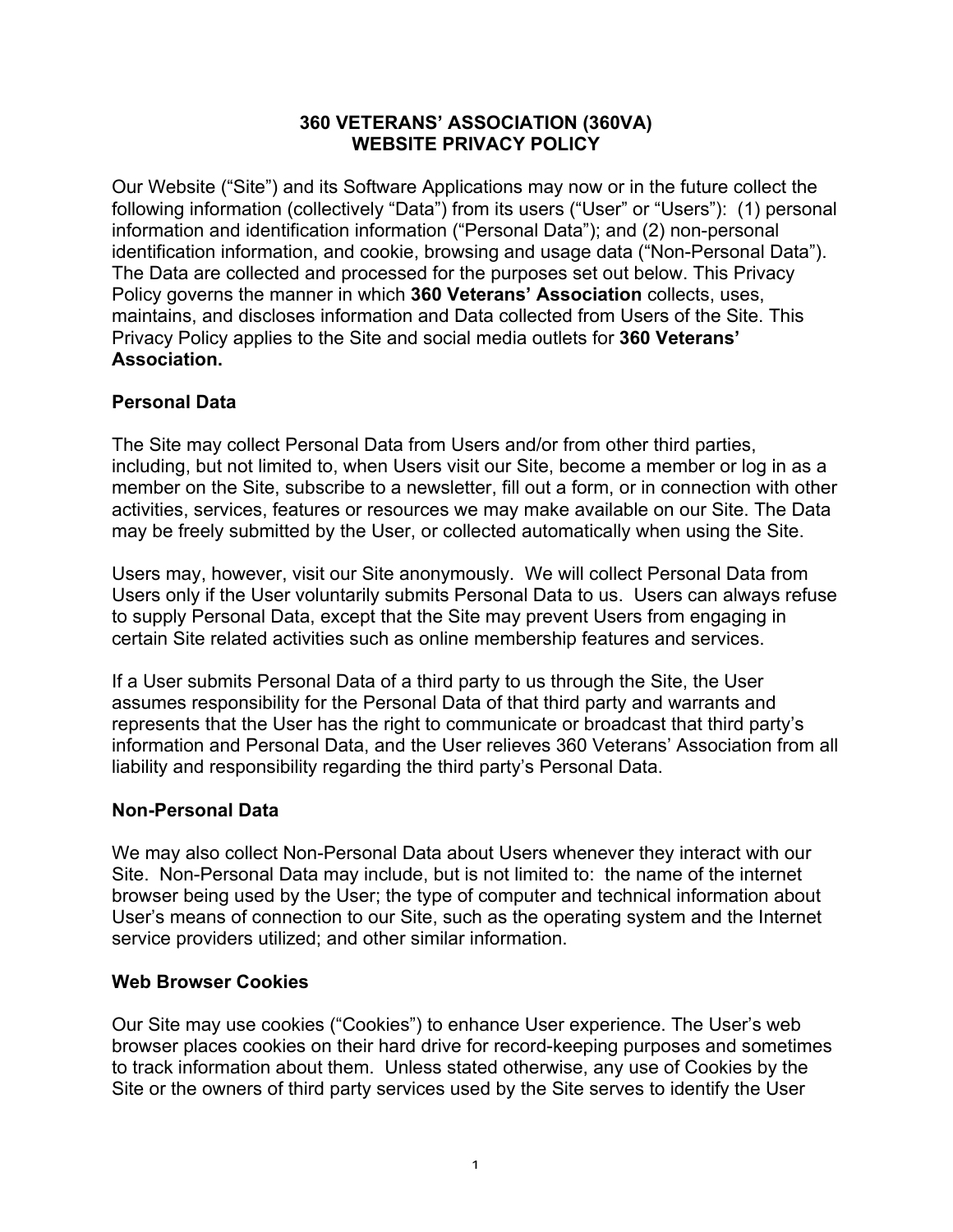# 360 VETERANS' ASSOCIATION (360VA)
# WEBSITE PRIVACY POLICY

Our Website ("Site") and its Software Applications may now or in the future collect the following information (collectively "Data") from its users ("User" or "Users"): (1) personal information and identification information ("Personal Data"); and (2) non-personal identification information, and cookie, browsing and usage data ("Non-Personal Data"). The Data are collected and processed for the purposes set out below. This Privacy Policy governs the manner in which **360 Veterans' Association** collects, uses, maintains, and discloses information and Data collected from Users of the Site. This Privacy Policy applies to the Site and social media outlets for **360 Veterans' Association.**

## Personal Data

The Site may collect Personal Data from Users and/or from other third parties, including, but not limited to, when Users visit our Site, become a member or log in as a member on the Site, subscribe to a newsletter, fill out a form, or in connection with other activities, services, features or resources we may make available on our Site. The Data may be freely submitted by the User, or collected automatically when using the Site.

Users may, however, visit our Site anonymously. We will collect Personal Data from Users only if the User voluntarily submits Personal Data to us. Users can always refuse to supply Personal Data, except that the Site may prevent Users from engaging in certain Site related activities such as online membership features and services.

If a User submits Personal Data of a third party to us through the Site, the User assumes responsibility for the Personal Data of that third party and warrants and represents that the User has the right to communicate or broadcast that third party's information and Personal Data, and the User relieves 360 Veterans' Association from all liability and responsibility regarding the third party's Personal Data.

## Non-Personal Data

We may also collect Non-Personal Data about Users whenever they interact with our Site. Non-Personal Data may include, but is not limited to: the name of the internet browser being used by the User; the type of computer and technical information about User's means of connection to our Site, such as the operating system and the Internet service providers utilized; and other similar information.

## Web Browser Cookies

Our Site may use cookies ("Cookies") to enhance User experience. The User's web browser places cookies on their hard drive for record-keeping purposes and sometimes to track information about them. Unless stated otherwise, any use of Cookies by the Site or the owners of third party services used by the Site serves to identify the User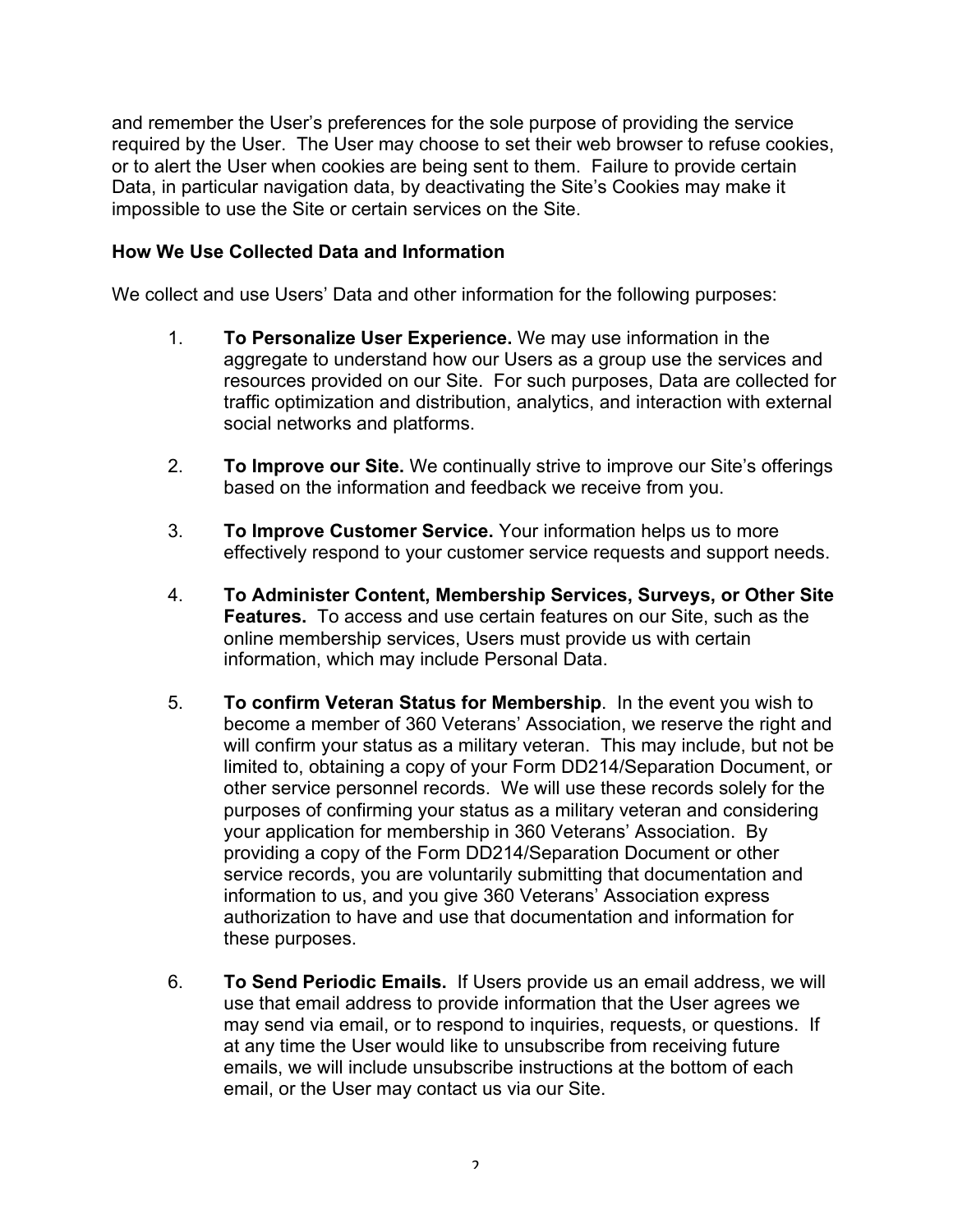and remember the User's preferences for the sole purpose of providing the service required by the User. The User may choose to set their web browser to refuse cookies, or to alert the User when cookies are being sent to them. Failure to provide certain Data, in particular navigation data, by deactivating the Site's Cookies may make it impossible to use the Site or certain services on the Site.

**How We Use Collected Data and Information**

We collect and use Users' Data and other information for the following purposes:

1. **To Personalize User Experience.** We may use information in the aggregate to understand how our Users as a group use the services and resources provided on our Site. For such purposes, Data are collected for traffic optimization and distribution, analytics, and interaction with external social networks and platforms.

2. **To Improve our Site.** We continually strive to improve our Site's offerings based on the information and feedback we receive from you.

3. **To Improve Customer Service.** Your information helps us to more effectively respond to your customer service requests and support needs.

4. **To Administer Content, Membership Services, Surveys, or Other Site Features.** To access and use certain features on our Site, such as the online membership services, Users must provide us with certain information, which may include Personal Data.

5. **To confirm Veteran Status for Membership**. In the event you wish to become a member of 360 Veterans' Association, we reserve the right and will confirm your status as a military veteran. This may include, but not be limited to, obtaining a copy of your Form DD214/Separation Document, or other service personnel records. We will use these records solely for the purposes of confirming your status as a military veteran and considering your application for membership in 360 Veterans' Association. By providing a copy of the Form DD214/Separation Document or other service records, you are voluntarily submitting that documentation and information to us, and you give 360 Veterans' Association express authorization to have and use that documentation and information for these purposes.

6. **To Send Periodic Emails.** If Users provide us an email address, we will use that email address to provide information that the User agrees we may send via email, or to respond to inquiries, requests, or questions. If at any time the User would like to unsubscribe from receiving future emails, we will include unsubscribe instructions at the bottom of each email, or the User may contact us via our Site.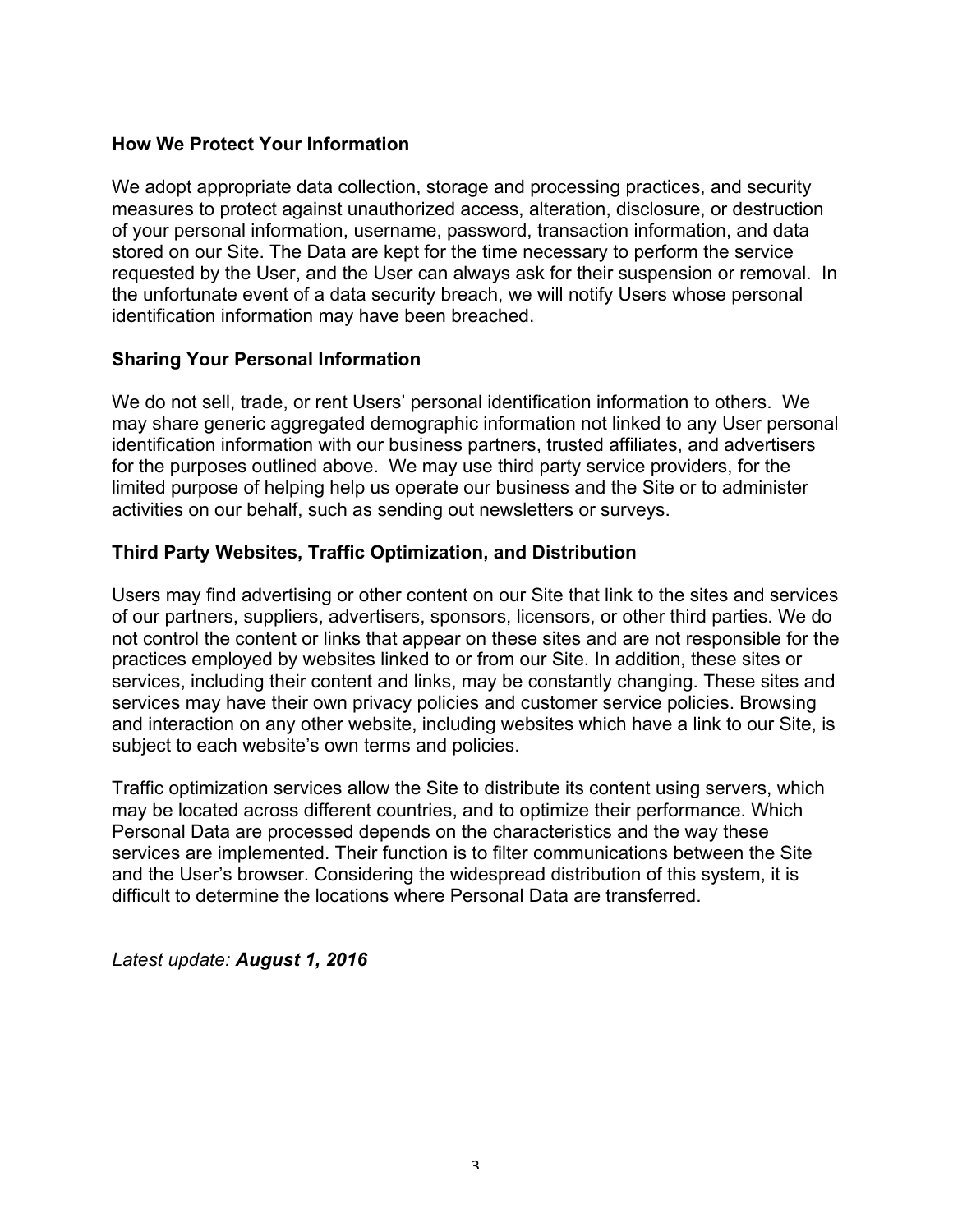## How We Protect Your Information

We adopt appropriate data collection, storage and processing practices, and security measures to protect against unauthorized access, alteration, disclosure, or destruction of your personal information, username, password, transaction information, and data stored on our Site. The Data are kept for the time necessary to perform the service requested by the User, and the User can always ask for their suspension or removal. In the unfortunate event of a data security breach, we will notify Users whose personal identification information may have been breached.

## Sharing Your Personal Information

We do not sell, trade, or rent Users' personal identification information to others. We may share generic aggregated demographic information not linked to any User personal identification information with our business partners, trusted affiliates, and advertisers for the purposes outlined above. We may use third party service providers, for the limited purpose of helping help us operate our business and the Site or to administer activities on our behalf, such as sending out newsletters or surveys.

## Third Party Websites, Traffic Optimization, and Distribution

Users may find advertising or other content on our Site that link to the sites and services of our partners, suppliers, advertisers, sponsors, licensors, or other third parties. We do not control the content or links that appear on these sites and are not responsible for the practices employed by websites linked to or from our Site. In addition, these sites or services, including their content and links, may be constantly changing. These sites and services may have their own privacy policies and customer service policies. Browsing and interaction on any other website, including websites which have a link to our Site, is subject to each website's own terms and policies.

Traffic optimization services allow the Site to distribute its content using servers, which may be located across different countries, and to optimize their performance. Which Personal Data are processed depends on the characteristics and the way these services are implemented. Their function is to filter communications between the Site and the User's browser. Considering the widespread distribution of this system, it is difficult to determine the locations where Personal Data are transferred.

*Latest update: **August 1, 2016***